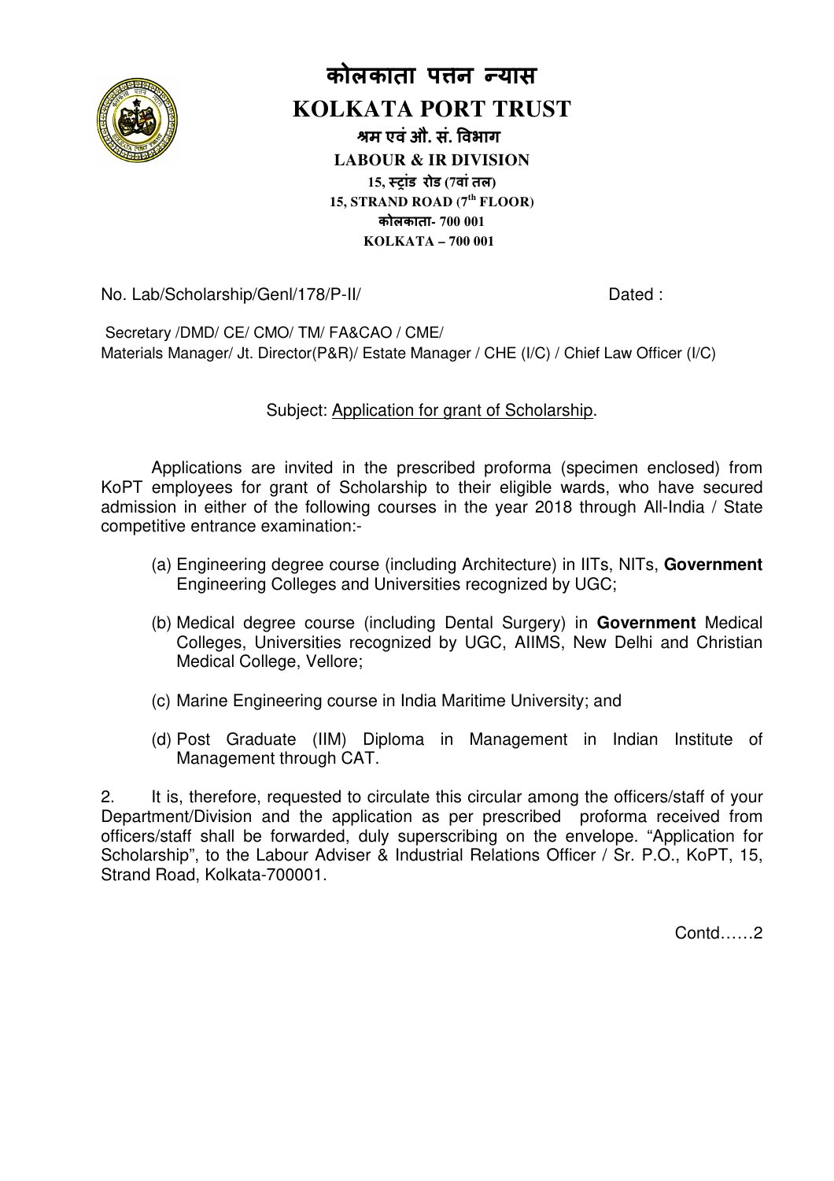# कोलकाता पत्तन न्यास

# KOLKATA PORT TRUST

**श्रम एवं औ. सं. विभाग**

**LABOUR & IR DIVISION**

**15, स्ट्रांड रोड (7वां तल)**

**15, STRAND ROAD (7th FLOOR)**

**कोलकाता- 700 001**

**KOLKATA – 700 001**

No. Lab/Scholarship/Genl/178/P-II/ Dated :

Secretary /DMD/ CE/ CMO/ TM/ FA&CAO / CME/
Materials Manager/ Jt. Director(P&R)/ Estate Manager / CHE (I/C) / Chief Law Officer (I/C)

Subject: Application for grant of Scholarship.

Applications are invited in the prescribed proforma (specimen enclosed) from KoPT employees for grant of Scholarship to their eligible wards, who have secured admission in either of the following courses in the year 2018 through All-India / State competitive entrance examination:-

(a) Engineering degree course (including Architecture) in IITs, NITs, **Government** Engineering Colleges and Universities recognized by UGC;

(b) Medical degree course (including Dental Surgery) in **Government** Medical Colleges, Universities recognized by UGC, AIIMS, New Delhi and Christian Medical College, Vellore;

(c) Marine Engineering course in India Maritime University; and

(d) Post Graduate (IIM) Diploma in Management in Indian Institute of Management through CAT.

2. It is, therefore, requested to circulate this circular among the officers/staff of your Department/Division and the application as per prescribed proforma received from officers/staff shall be forwarded, duly superscribing on the envelope. "Application for Scholarship", to the Labour Adviser & Industrial Relations Officer / Sr. P.O., KoPT, 15, Strand Road, Kolkata-700001.

Contd……2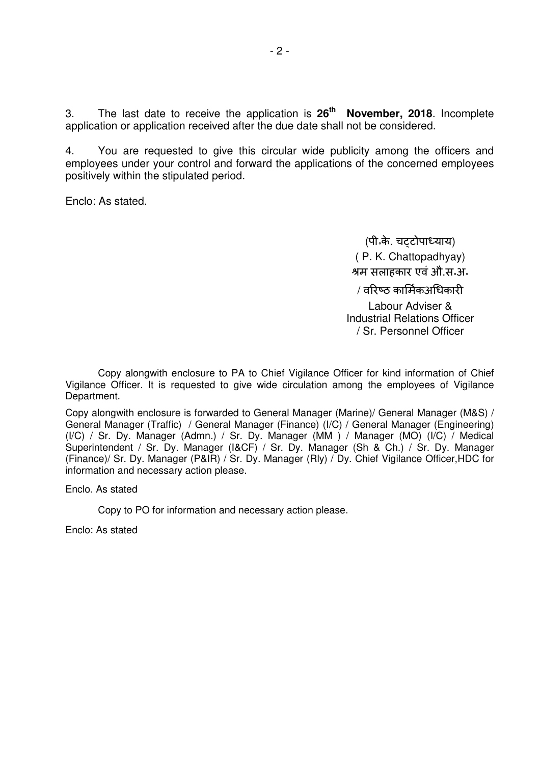3. The last date to receive the application is **26th November, 2018**. Incomplete application or application received after the due date shall not be considered.

4. You are requested to give this circular wide publicity among the officers and employees under your control and forward the applications of the concerned employees positively within the stipulated period.

Enclo: As stated.

(पी॰के. चट्टोपाध्याय)
( P. K. Chattopadhyay)
श्रम सलाहकार एवं औ.स॰अ॰
/ वरिष्ठ कार्मिकअधिकारी
Labour Adviser &
Industrial Relations Officer
/ Sr. Personnel Officer

Copy alongwith enclosure to PA to Chief Vigilance Officer for kind information of Chief Vigilance Officer. It is requested to give wide circulation among the employees of Vigilance Department.

Copy alongwith enclosure is forwarded to General Manager (Marine)/ General Manager (M&S) / General Manager (Traffic) / General Manager (Finance) (I/C) / General Manager (Engineering) (I/C) / Sr. Dy. Manager (Admn.) / Sr. Dy. Manager (MM ) / Manager (MO) (I/C) / Medical Superintendent / Sr. Dy. Manager (I&CF) / Sr. Dy. Manager (Sh & Ch.) / Sr. Dy. Manager (Finance)/ Sr. Dy. Manager (P&IR) / Sr. Dy. Manager (Rly) / Dy. Chief Vigilance Officer,HDC for information and necessary action please.

Enclo. As stated

Copy to PO for information and necessary action please.

Enclo: As stated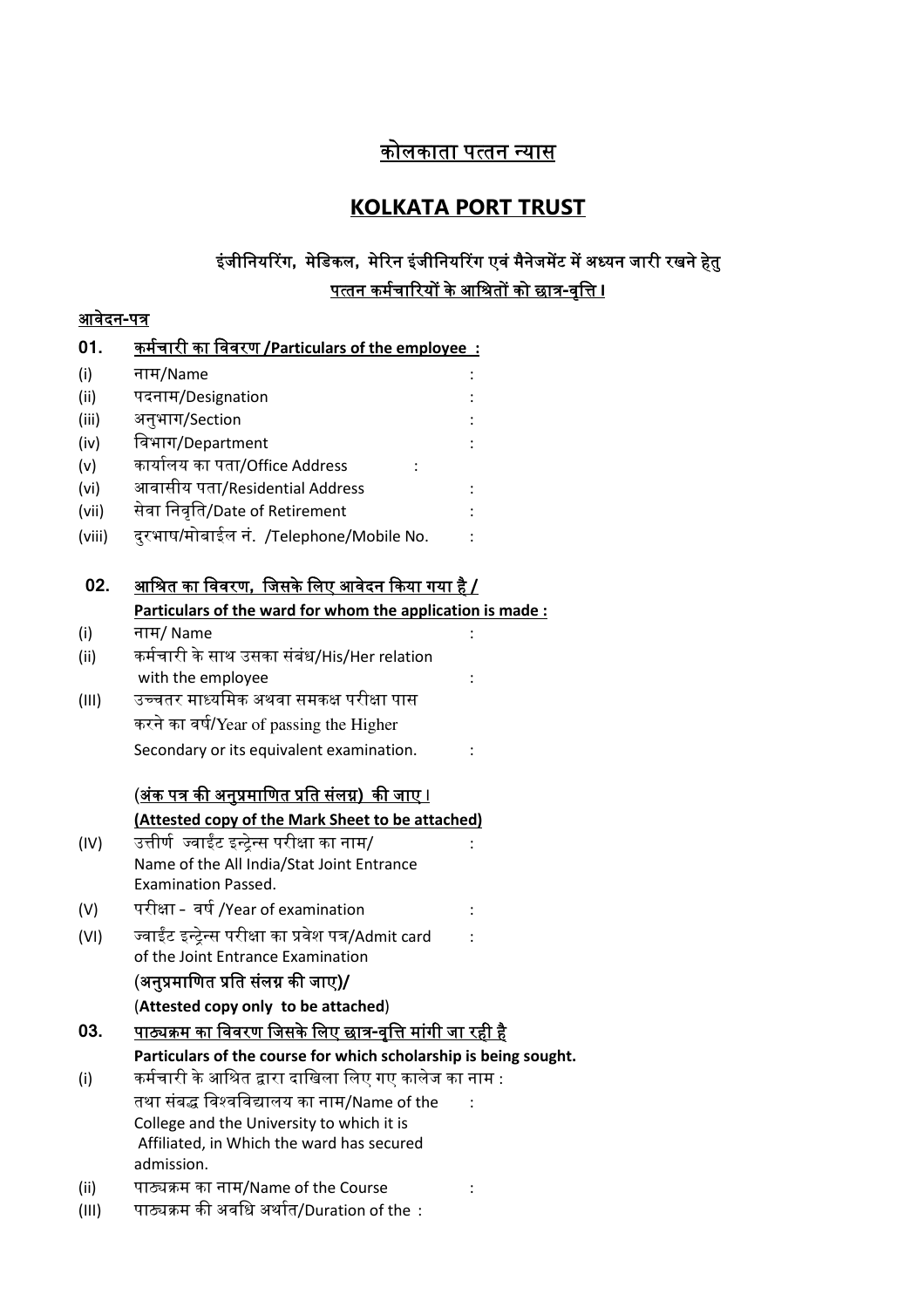# कोलकाता पत्तन न्यास

# KOLKATA PORT TRUST

### इंजीनियरिंग, मेडिकल, मेरिन इंजीनियरिंग एवं मैनेजमेंट में अध्यन जारी रखने हेतु पत्तन कर्मचारियों के आश्रितों को छात्र-वृत्ति।

**आवेदन-पत्र**

**01. कर्मचारी का विवरण /Particulars of the employee :**

(i) नाम/Name :

(ii) पदनाम/Designation :

(iii) अनुभाग/Section :

(iv) विभाग/Department :

(v) कार्यालय का पता/Office Address :

(vi) आवासीय पता/Residential Address :

(vii) सेवा निवृति/Date of Retirement :

(viii) दुरभाष/मोबाईल नं. /Telephone/Mobile No. :

**02. आश्रित का विवरण, जिसके लिए आवेदन किया गया है /**
**Particulars of the ward for whom the application is made :**

(i) नाम/ Name :

(ii) कर्मचारी के साथ उसका संबंध/His/Her relation with the employee :

(III) उच्चतर माध्यमिक अथवा समकक्ष परीक्षा पास करने का वर्ष/Year of passing the Higher Secondary or its equivalent examination. :

**(अंक पत्र की अनुप्रमाणित प्रति संलग्न) की जाए।**
**(Attested copy of the Mark Sheet to be attached)**

(IV) उत्तीर्ण ज्वाईंट इन्ट्रेन्स परीक्षा का नाम/ Name of the All India/Stat Joint Entrance Examination Passed. :

(V) परीक्षा - वर्ष /Year of examination :

(VI) ज्वाईंट इन्ट्रेन्स परीक्षा का प्रवेश पत्र/Admit card of the Joint Entrance Examination :

**(अनुप्रमाणित प्रति संलग्न की जाए)/**
(**Attested copy only to be attached**)

**03. पाठ्यक्रम का विवरण जिसके लिए छात्र-वृत्ति मांगी जा रही है**
**Particulars of the course for which scholarship is being sought.**

(i) कर्मचारी के आश्रित द्वारा दाखिला लिए गए कालेज का नाम : तथा संबद्ध विश्वविद्यालय का नाम/Name of the College and the University to which it is Affiliated, in Which the ward has secured admission. :

(ii) पाठ्यक्रम का नाम/Name of the Course :

(III) पाठ्यक्रम की अवधि अर्थात/Duration of the :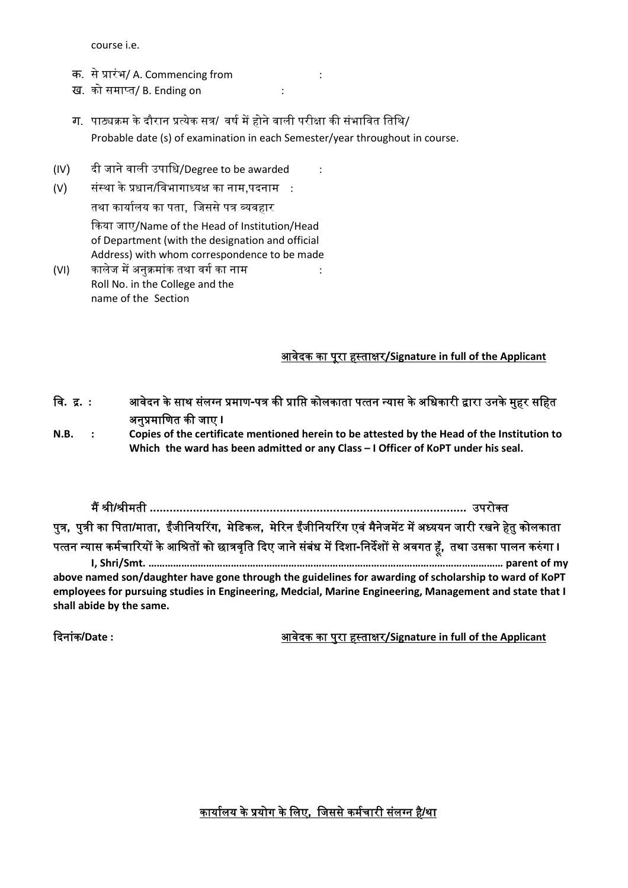course i.e.

क. से प्रारंभ/ A. Commencing from :

ख. को समाप्त/ B. Ending on :

ग. पाठ्यक्रम के दौरान प्रत्येक सत्र/ वर्ष में होने वाली परीक्षा की संभावित तिथि/ Probable date (s) of examination in each Semester/year throughout in course.

(IV) दी जाने वाली उपाधि/Degree to be awarded :

(V) संस्था के प्रधान/विभागाध्यक्ष का नाम,पदनाम तथा कार्यालय का पता, जिससे पत्र व्यवहार किया जाए/Name of the Head of Institution/Head of Department (with the designation and official Address) with whom correspondence to be made :

(VI) कालेज में अनुक्रमांक तथा वर्ग का नाम Roll No. in the College and the name of the Section :

<u>आवेदक का पूरा हस्ताक्षर/**Signature in full of the Applicant**</u>

**वि. द्र. : आवेदन के साथ संलग्न प्रमाण-पत्र की प्राप्ति कोलकाता पत्तन न्यास के अधिकारी द्वारा उनके मुहर सहित अनुप्रमाणित की जाए।**

**N.B. : Copies of the certificate mentioned herein to be attested by the Head of the Institution to Which the ward has been admitted or any Class – I Officer of KoPT under his seal.**

**मैं श्री/श्रीमती ............................................................................................. उपरोक्त पुत्र, पुत्री का पिता/माता, इँजीनियरिंग, मेडिकल, मेरिन इँजीनियरिंग एवं मैनेजमेंट में अध्ययन जारी रखने हेतु कोलकाता पत्तन न्यास कर्मचारियों के आश्रितों को छात्रवृति दिए जाने संबंध में दिशा-निर्देशों से अवगत हूँ, तथा उसका पालन करुंगा।**

**I, Shri/Smt. ………………………………………………………………………………………………………………… parent of my above named son/daughter have gone through the guidelines for awarding of scholarship to ward of KoPT employees for pursuing studies in Engineering, Medcial, Marine Engineering, Management and state that I shall abide by the same.**

**दिनांक/Date :** <u>आवेदक का पुरा हस्ताक्षर/**Signature in full of the Applicant**</u>

<u>**कार्यालय के प्रयोग के लिए, जिससे कर्मचारी संलग्न है/था**</u>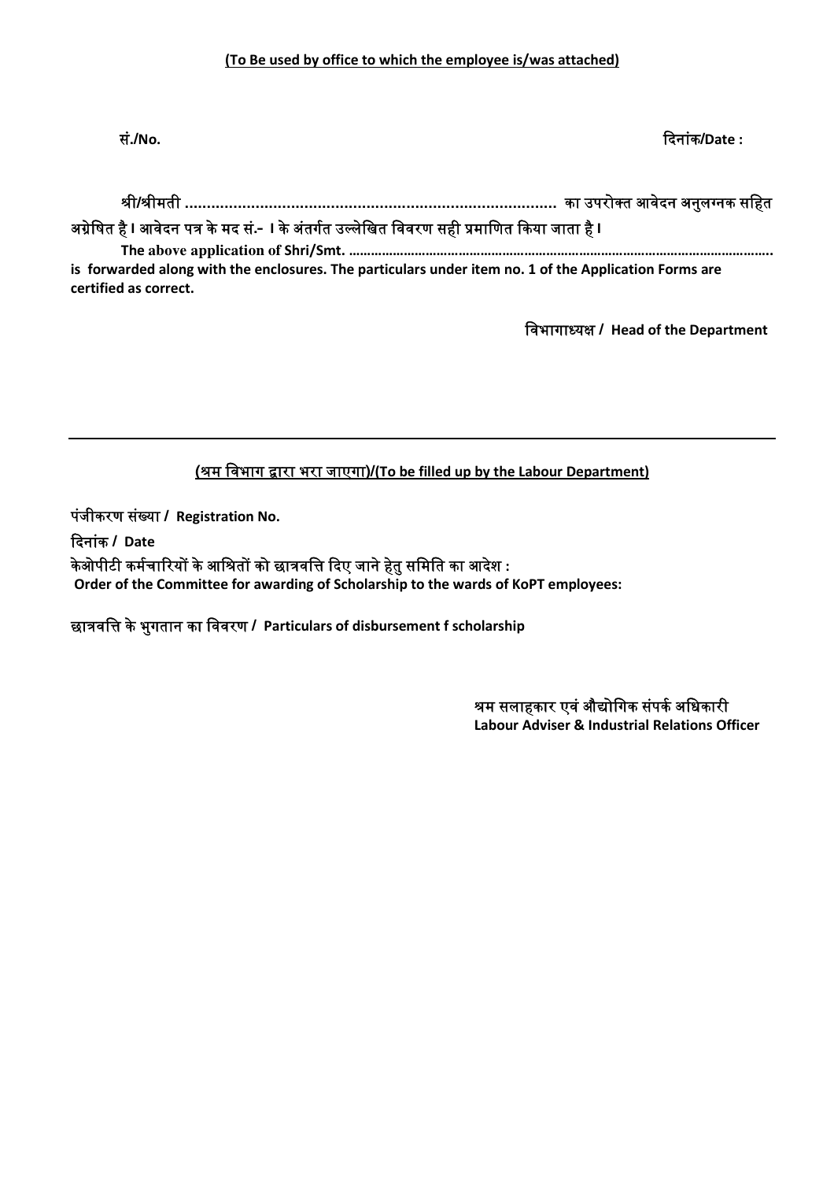**(To Be used by office to which the employee is/was attached)**

**सं./No.** **दिनांक/Date :**

श्री/श्रीमती ..................................................................................... का उपरोक्त आवेदन अनुलग्नक सहित अग्रेषित है। आवेदन पत्र के मद सं.- 1 के अंतर्गत उल्लेखित विवरण सही प्रमाणित किया जाता है।

**The above application of Shri/Smt. ......................................................................................................................**
**is forwarded along with the enclosures. The particulars under item no. 1 of the Application Forms are certified as correct.**

**विभागाध्यक्ष / Head of the Department**

---

**(श्रम विभाग द्वारा भरा जाएगा)/(To be filled up by the Labour Department)**

**पंजीकरण संख्या / Registration No.**

**दिनांक / Date**

**केओपीटी कर्मचारियों के आश्रितों को छात्रवत्ति दिए जाने हेतु समिति का आदेश :**
**Order of the Committee for awarding of Scholarship to the wards of KoPT employees:**

**छात्रवत्ति के भुगतान का विवरण / Particulars of disbursement f scholarship**

श्रम सलाहकार एवं औद्योगिक संपर्क अधिकारी
**Labour Adviser & Industrial Relations Officer**